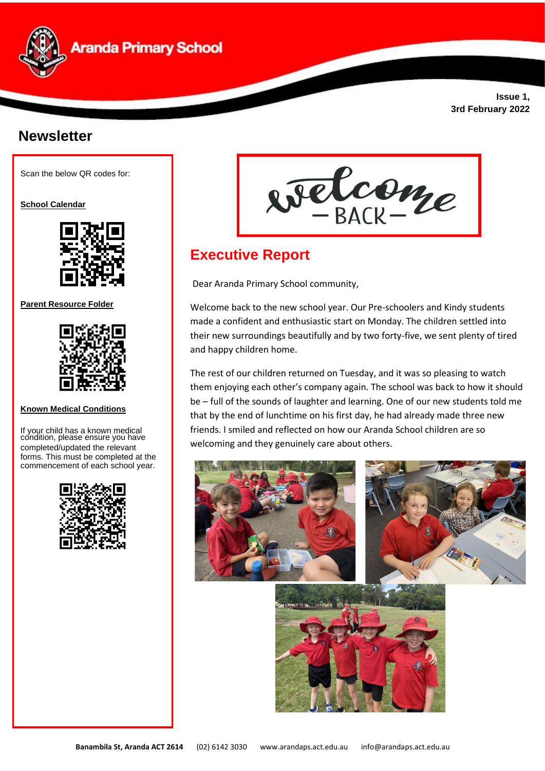# Aranda Primary School

**Issue 1,**
**3rd February 2022**

## Newsletter

Scan the below QR codes for:

**School Calendar**

**Parent Resource Folder**

**Known Medical Conditions**

If your child has a known medical condition, please ensure you have completed/updated the relevant forms. This must be completed at the commencement of each school year.

Welcome – BACK –

## Executive Report

Dear Aranda Primary School community,

Welcome back to the new school year. Our Pre-schoolers and Kindy students made a confident and enthusiastic start on Monday. The children settled into their new surroundings beautifully and by two forty-five, we sent plenty of tired and happy children home.

The rest of our children returned on Tuesday, and it was so pleasing to watch them enjoying each other's company again. The school was back to how it should be – full of the sounds of laughter and learning. One of our new students told me that by the end of lunchtime on his first day, he had already made three new friends. I smiled and reflected on how our Aranda School children are so welcoming and they genuinely care about others.

**Banambila St, Aranda ACT 2614** (02) 6142 3030 www.arandaps.act.edu.au info@arandaps.act.edu.au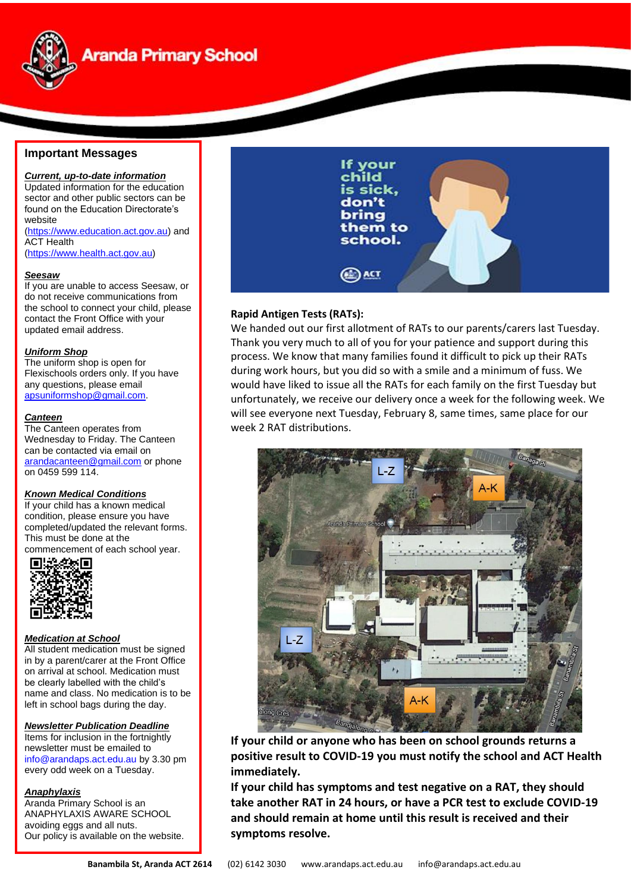## Important Messages

***Current, up-to-date information***

Updated information for the education sector and other public sectors can be found on the Education Directorate's website (https://www.education.act.gov.au) and ACT Health (https://www.health.act.gov.au)

***Seesaw***

If you are unable to access Seesaw, or do not receive communications from the school to connect your child, please contact the Front Office with your updated email address.

***Uniform Shop***

The uniform shop is open for Flexischools orders only. If you have any questions, please email apsuniformshop@gmail.com.

***Canteen***

The Canteen operates from Wednesday to Friday. The Canteen can be contacted via email on arandacanteen@gmail.com or phone on 0459 599 114.

***Known Medical Conditions***

If your child has a known medical condition, please ensure you have completed/updated the relevant forms. This must be done at the commencement of each school year.

***Medication at School***

All student medication must be signed in by a parent/carer at the Front Office on arrival at school. Medication must be clearly labelled with the child's name and class. No medication is to be left in school bags during the day.

***Newsletter Publication Deadline***

Items for inclusion in the fortnightly newsletter must be emailed to info@arandaps.act.edu.au by 3.30 pm every odd week on a Tuesday.

***Anaphylaxis***

Aranda Primary School is an ANAPHYLAXIS AWARE SCHOOL avoiding eggs and all nuts.
Our policy is available on the website.

If your child is sick, don't bring them to school.

**Rapid Antigen Tests (RATs):**

We handed out our first allotment of RATs to our parents/carers last Tuesday. Thank you very much to all of you for your patience and support during this process. We know that many families found it difficult to pick up their RATs during work hours, but you did so with a smile and a minimum of fuss. We would have liked to issue all the RATs for each family on the first Tuesday but unfortunately, we receive our delivery once a week for the following week. We will see everyone next Tuesday, February 8, same times, same place for our week 2 RAT distributions.

**If your child or anyone who has been on school grounds returns a positive result to COVID-19 you must notify the school and ACT Health immediately.**

**If your child has symptoms and test negative on a RAT, they should take another RAT in 24 hours, or have a PCR test to exclude COVID-19 and should remain at home until this result is received and their symptoms resolve.**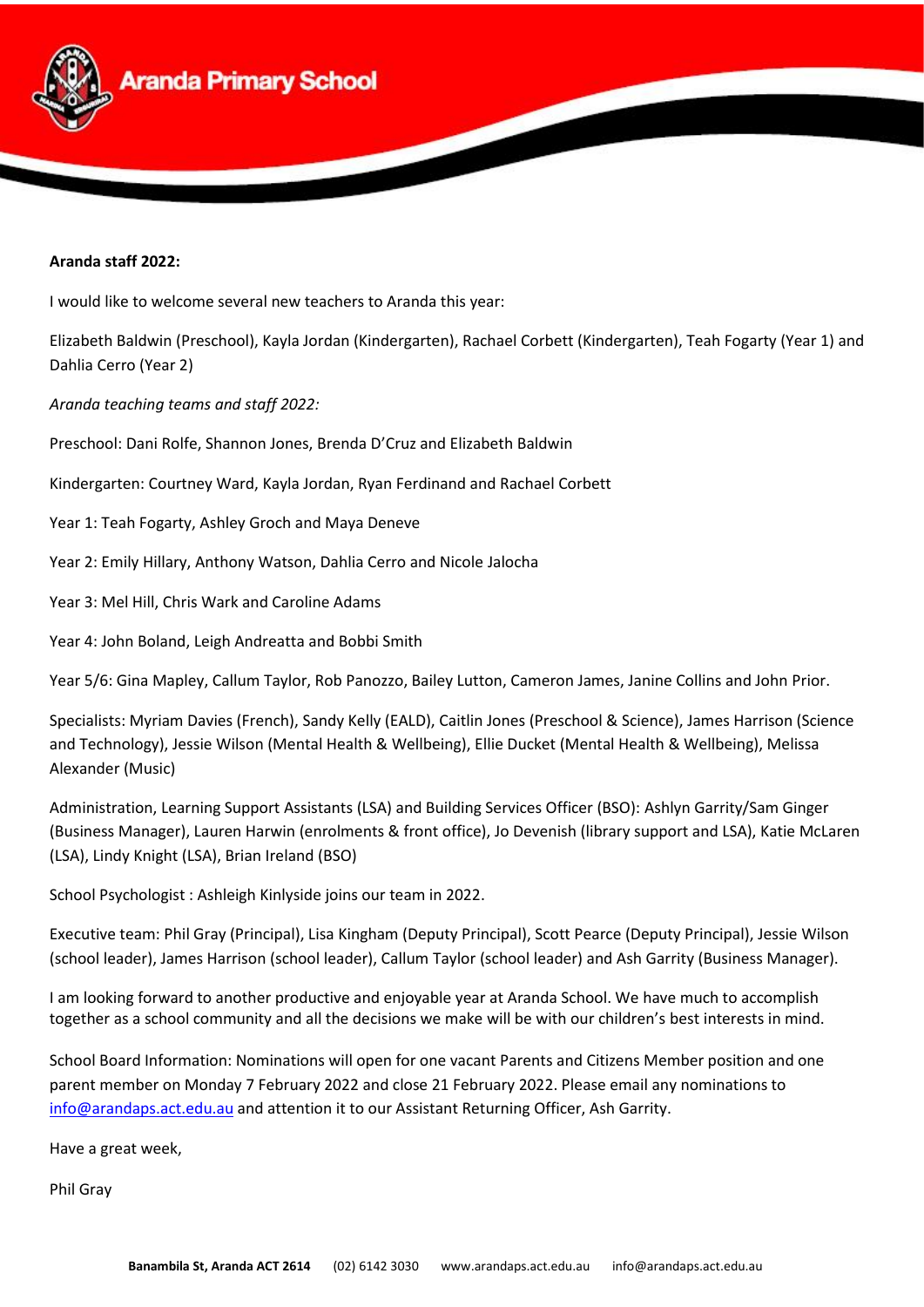**Aranda staff 2022:**

I would like to welcome several new teachers to Aranda this year:

Elizabeth Baldwin (Preschool), Kayla Jordan (Kindergarten), Rachael Corbett (Kindergarten), Teah Fogarty (Year 1) and Dahlia Cerro (Year 2)

*Aranda teaching teams and staff 2022:*

Preschool: Dani Rolfe, Shannon Jones, Brenda D'Cruz and Elizabeth Baldwin

Kindergarten: Courtney Ward, Kayla Jordan, Ryan Ferdinand and Rachael Corbett

Year 1: Teah Fogarty, Ashley Groch and Maya Deneve

Year 2: Emily Hillary, Anthony Watson, Dahlia Cerro and Nicole Jalocha

Year 3: Mel Hill, Chris Wark and Caroline Adams

Year 4: John Boland, Leigh Andreatta and Bobbi Smith

Year 5/6: Gina Mapley, Callum Taylor, Rob Panozzo, Bailey Lutton, Cameron James, Janine Collins and John Prior.

Specialists: Myriam Davies (French), Sandy Kelly (EALD), Caitlin Jones (Preschool & Science), James Harrison (Science and Technology), Jessie Wilson (Mental Health & Wellbeing), Ellie Ducket (Mental Health & Wellbeing), Melissa Alexander (Music)

Administration, Learning Support Assistants (LSA) and Building Services Officer (BSO): Ashlyn Garrity/Sam Ginger (Business Manager), Lauren Harwin (enrolments & front office), Jo Devenish (library support and LSA), Katie McLaren (LSA), Lindy Knight (LSA), Brian Ireland (BSO)

School Psychologist : Ashleigh Kinlyside joins our team in 2022.

Executive team: Phil Gray (Principal), Lisa Kingham (Deputy Principal), Scott Pearce (Deputy Principal), Jessie Wilson (school leader), James Harrison (school leader), Callum Taylor (school leader) and Ash Garrity (Business Manager).

I am looking forward to another productive and enjoyable year at Aranda School. We have much to accomplish together as a school community and all the decisions we make will be with our children's best interests in mind.

School Board Information: Nominations will open for one vacant Parents and Citizens Member position and one parent member on Monday 7 February 2022 and close 21 February 2022. Please email any nominations to info@arandaps.act.edu.au and attention it to our Assistant Returning Officer, Ash Garrity.

Have a great week,

Phil Gray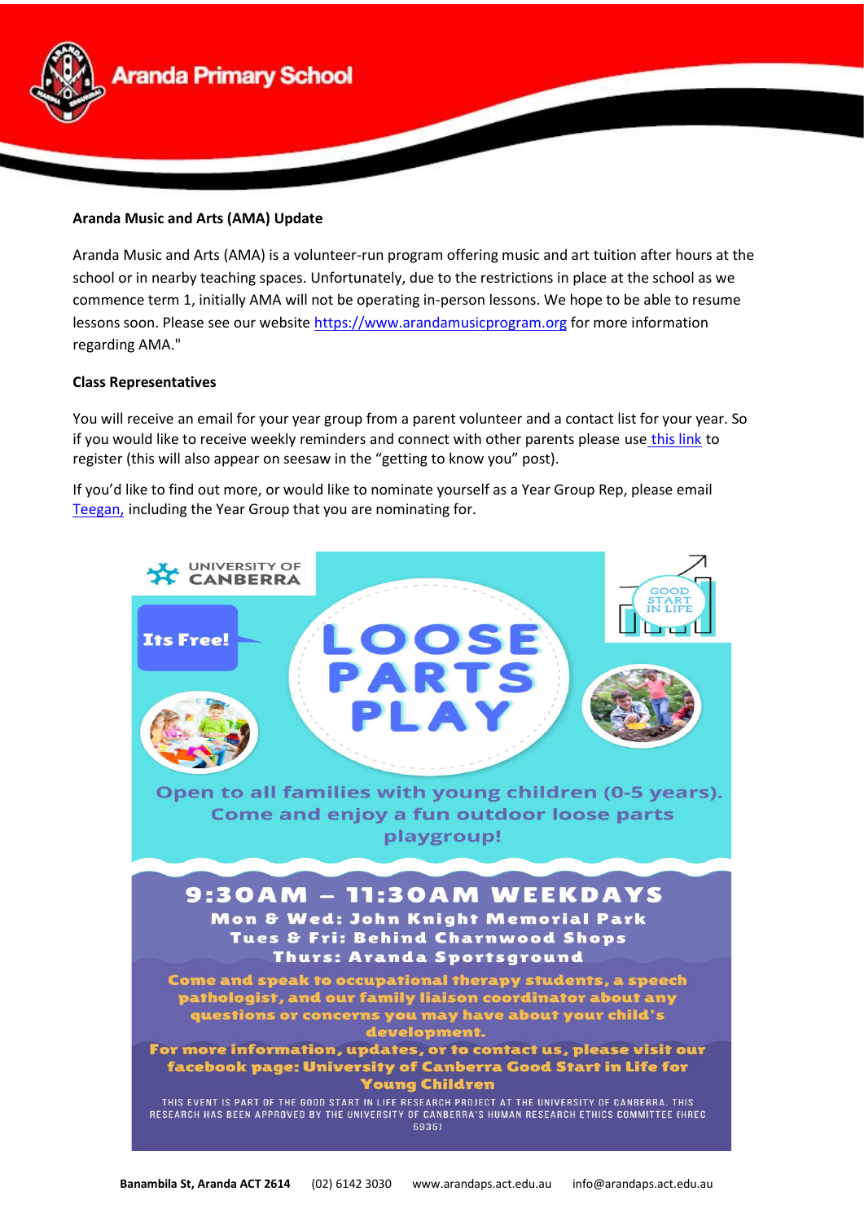**Aranda Music and Arts (AMA) Update**

Aranda Music and Arts (AMA) is a volunteer-run program offering music and art tuition after hours at the school or in nearby teaching spaces. Unfortunately, due to the restrictions in place at the school as we commence term 1, initially AMA will not be operating in-person lessons. We hope to be able to resume lessons soon. Please see our website https://www.arandamusicprogram.org for more information regarding AMA."

**Class Representatives**

You will receive an email for your year group from a parent volunteer and a contact list for your year. So if you would like to receive weekly reminders and connect with other parents please use this link to register (this will also appear on seesaw in the "getting to know you" post).

If you'd like to find out more, or would like to nominate yourself as a Year Group Rep, please email Teegan, including the Year Group that you are nominating for.

UNIVERSITY OF CANBERRA

GOOD START IN LIFE

Its Free!

# LOOSE PARTS PLAY

Open to all families with young children (0-5 years). Come and enjoy a fun outdoor loose parts playgroup!

## 9:30AM – 11:30AM WEEKDAYS

**Mon & Wed: John Knight Memorial Park**
**Tues & Fri: Behind Charnwood Shops**
**Thurs: Aranda Sportsground**

Come and speak to occupational therapy students, a speech pathologist, and our family liaison coordinator about any questions or concerns you may have about your child's development.

For more information, updates, or to contact us, please visit our facebook page: University of Canberra Good Start in Life for Young Children

THIS EVENT IS PART OF THE GOOD START IN LIFE RESEARCH PROJECT AT THE UNIVERSITY OF CANBERRA. THIS RESEARCH HAS BEEN APPROVED BY THE UNIVERSITY OF CANBERRA'S HUMAN RESEARCH ETHICS COMMITTEE (HREC 6935)